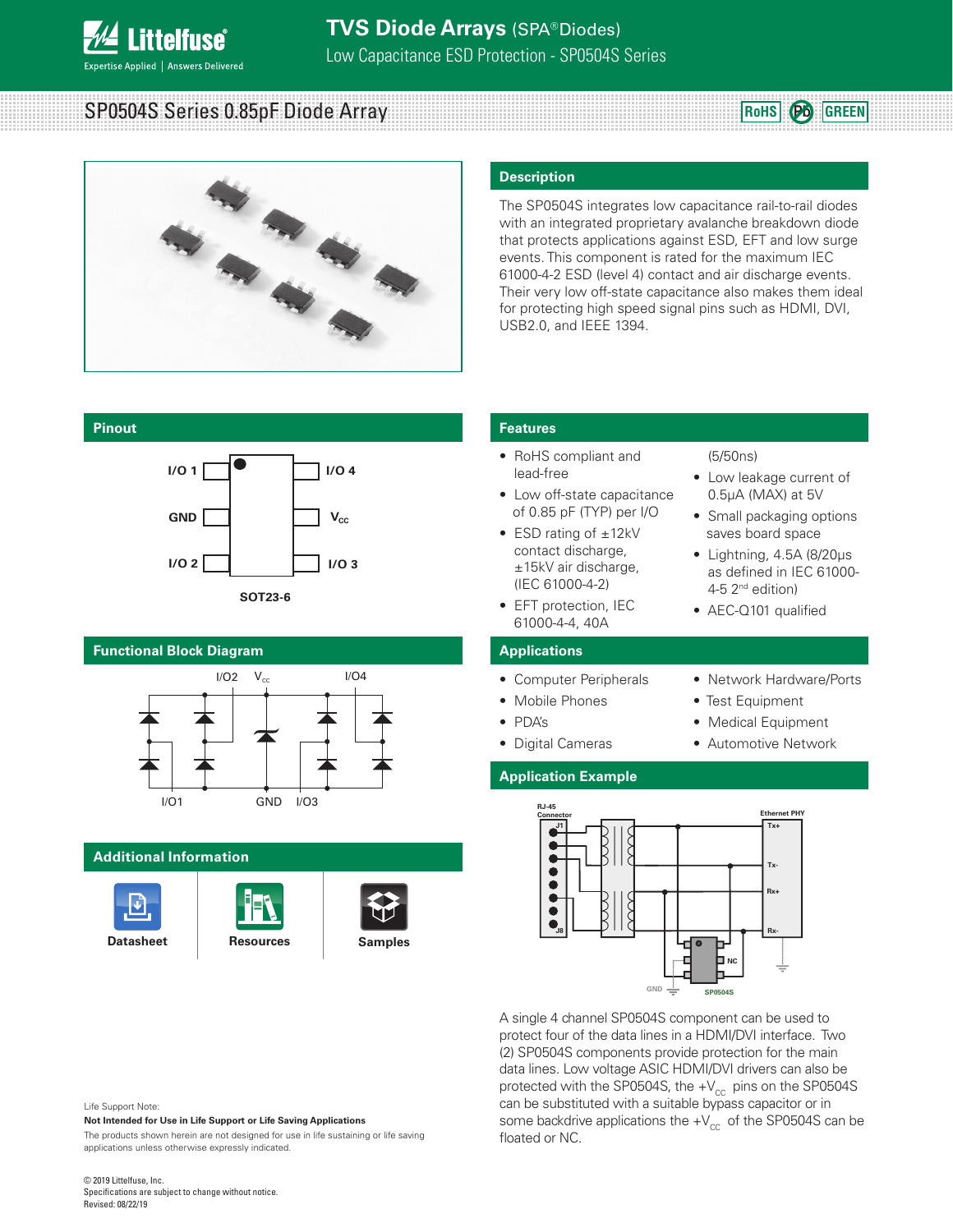# TVS Diode Arrays (SPA® Diodes)

Low Capacitance ESD Protection - SP0504S Series

## SP0504S Series 0.85pF Diode Array

RoHS Pb GREEN

## Description

The SP0504S integrates low capacitance rail-to-rail diodes with an integrated proprietary avalanche breakdown diode that protects applications against ESD, EFT and low surge events. This component is rated for the maximum IEC 61000-4-2 ESD (level 4) contact and air discharge events. Their very low off-state capacitance also makes them ideal for protecting high speed signal pins such as HDMI, DVI, USB2.0, and IEEE 1394.

## Pinout

I/O 1, GND, I/O 2, I/O 4, $V_{CC}$, I/O 3

SOT23-6

## Features

- RoHS compliant and lead-free
- Low off-state capacitance of 0.85 pF (TYP) per I/O
- ESD rating of ±12kV contact discharge, ±15kV air discharge, (IEC 61000-4-2)
- EFT protection, IEC 61000-4-4, 40A (5/50ns)
- Low leakage current of 0.5µA (MAX) at 5V
- Small packaging options saves board space
- Lightning, 4.5A (8/20µs as defined in IEC 61000-4-5 2nd edition)
- AEC-Q101 qualified

## Functional Block Diagram

I/O2, $V_{cc}$, I/O4, I/O1, GND, I/O3

## Applications

- Computer Peripherals
- Mobile Phones
- PDA's
- Digital Cameras
- Network Hardware/Ports
- Test Equipment
- Medical Equipment
- Automotive Network

## Application Example

RJ-45 Connector, J1, J8, Ethernet PHY, Tx+, Tx-, Rx+, Rx-, NC, GND, SP0504S

A single 4 channel SP0504S component can be used to protect four of the data lines in a HDMI/DVI interface. Two (2) SP0504S components provide protection for the main data lines. Low voltage ASIC HDMI/DVI drivers can also be protected with the SP0504S, the $+V_{CC}$ pins on the SP0504S can be substituted with a suitable bypass capacitor or in some backdrive applications the $+V_{CC}$ of the SP0504S can be floated or NC.

## Additional Information

Datasheet | Resources | Samples

Life Support Note:

**Not Intended for Use in Life Support or Life Saving Applications**

The products shown herein are not designed for use in life sustaining or life saving applications unless otherwise expressly indicated.

© 2019 Littelfuse, Inc.
Specifications are subject to change without notice.
Revised: 08/22/19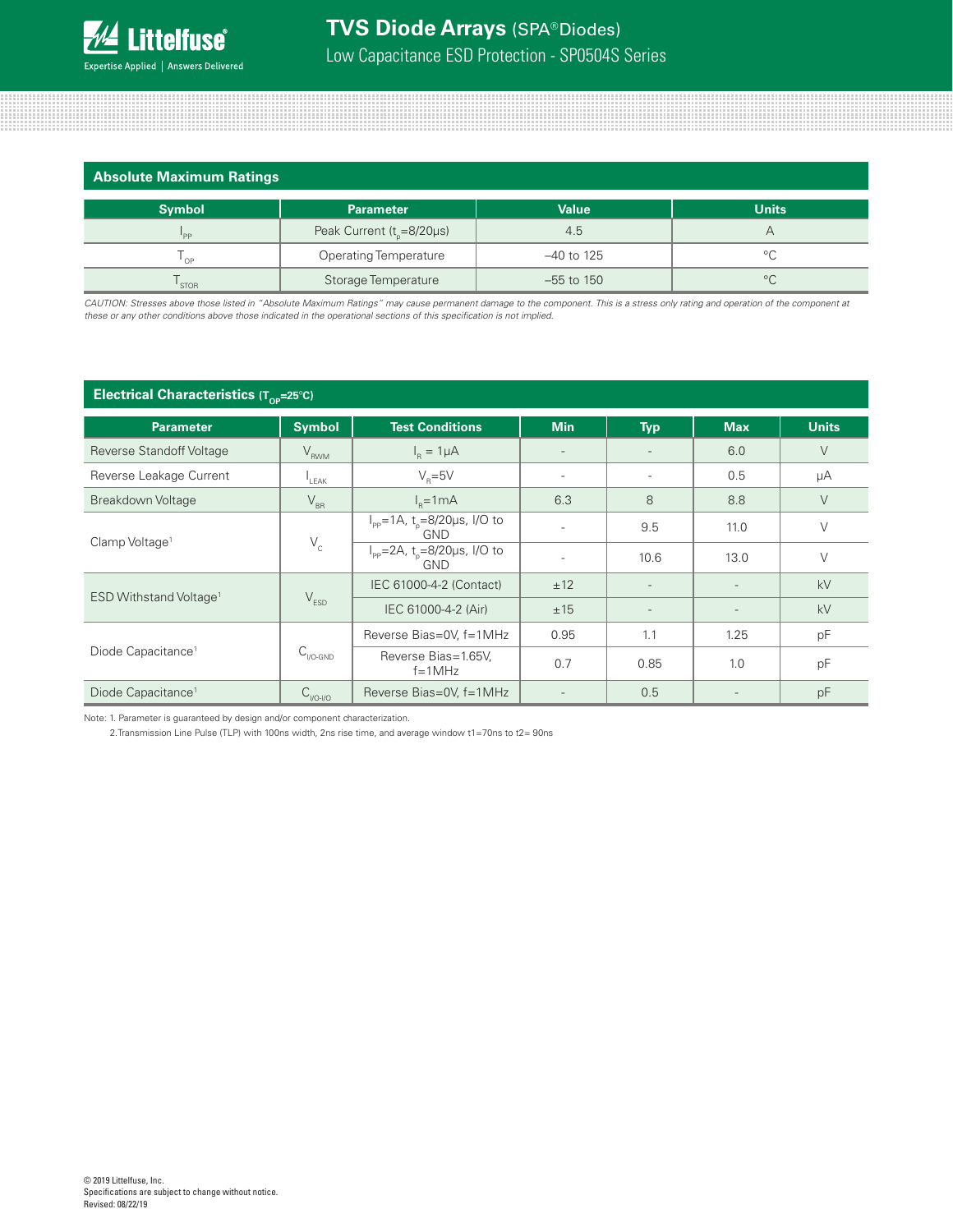## Absolute Maximum Ratings

| Symbol | Parameter | Value | Units |
|---|---|---|---|
| $I_{PP}$ | Peak Current ($t_p$=8/20μs) | 4.5 | A |
| $T_{OP}$ | Operating Temperature | –40 to 125 | °C |
| $T_{STOR}$ | Storage Temperature | –55 to 150 | °C |

*CAUTION: Stresses above those listed in "Absolute Maximum Ratings" may cause permanent damage to the component. This is a stress only rating and operation of the component at these or any other conditions above those indicated in the operational sections of this specification is not implied.*

## Electrical Characteristics ($T_{OP}$=25°C)

| Parameter | Symbol | Test Conditions | Min | Typ | Max | Units |
|---|---|---|---|---|---|---|
| Reverse Standoff Voltage | $V_{RWM}$ | $I_R$ = 1μA | - | - | 6.0 | V |
| Reverse Leakage Current | $I_{LEAK}$ | $V_R$=5V | - | - | 0.5 | μA |
| Breakdown Voltage | $V_{BR}$ | $I_R$=1mA | 6.3 | 8 | 8.8 | V |
| Clamp Voltage[1] | $V_C$ | $I_{PP}$=1A, $t_p$=8/20μs, I/O to GND | - | 9.5 | 11.0 | V |
| | | $I_{PP}$=2A, $t_p$=8/20μs, I/O to GND | - | 10.6 | 13.0 | V |
| ESD Withstand Voltage[1] | $V_{ESD}$ | IEC 61000-4-2 (Contact) | ±12 | - | - | kV |
| | | IEC 61000-4-2 (Air) | ±15 | - | - | kV |
| Diode Capacitance[1] | $C_{I/O-GND}$ | Reverse Bias=0V, f=1MHz | 0.95 | 1.1 | 1.25 | pF |
| | | Reverse Bias=1.65V, f=1MHz | 0.7 | 0.85 | 1.0 | pF |
| Diode Capacitance[1] | $C_{I/O-I/O}$ | Reverse Bias=0V, f=1MHz | - | 0.5 | - | pF |

Note: 1. Parameter is guaranteed by design and/or component characterization.

2.Transmission Line Pulse (TLP) with 100ns width, 2ns rise time, and average window t1=70ns to t2= 90ns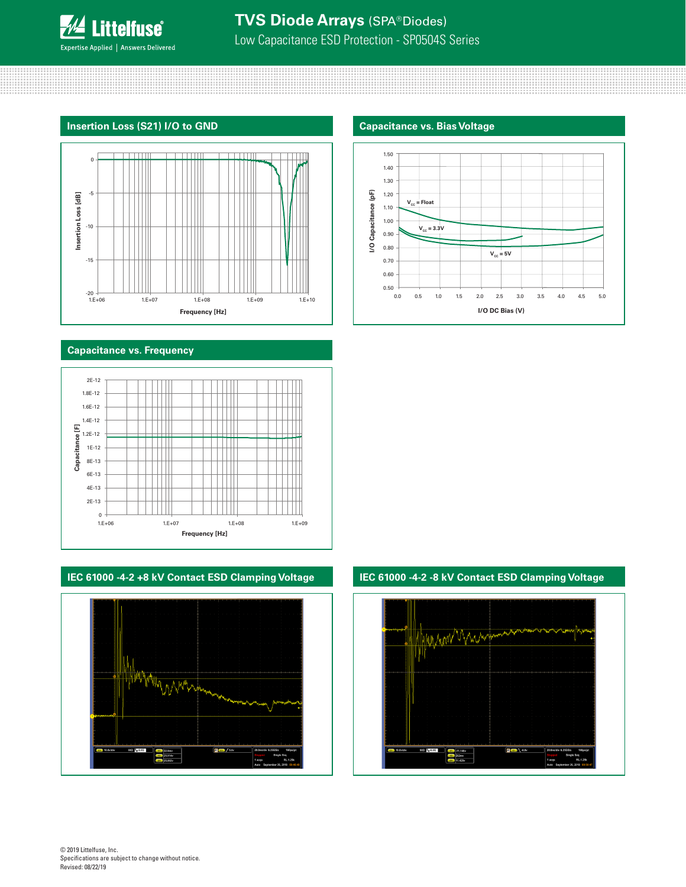## Insertion Loss (S21) I/O to GND

Insertion Loss [dB]

0, -5, -10, -15, -20

1.E+06, 1.E+07, 1.E+08, 1.E+09, 1.E+10

Frequency [Hz]

## Capacitance vs. Bias Voltage

I/O Capacitance (pF)

1.50, 1.40, 1.30, 1.20, 1.10, 1.00, 0.90, 0.80, 0.70, 0.60, 0.50

$V_{cc}$ = Float

$V_{cc}$ = 3.3V

$V_{cc}$ = 5V

0.0, 0.5, 1.0, 1.5, 2.0, 2.5, 3.0, 3.5, 4.0, 4.5, 5.0

I/O DC Bias (V)

## Capacitance vs. Frequency

Capacitance [F]

2E-12, 1.8E-12, 1.6E-12, 1.4E-12, 1.2E-12, 1E-12, 8E-13, 6E-13, 4E-13, 2E-13, 0

1.E+06, 1.E+07, 1.E+08, 1.E+09

Frequency [Hz]

## IEC 61000 -4-2 +8 kV Contact ESD Clamping Voltage

## IEC 61000 -4-2 -8 kV Contact ESD Clamping Voltage

© 2019 Littelfuse, Inc.
Specifications are subject to change without notice.
Revised: 08/22/19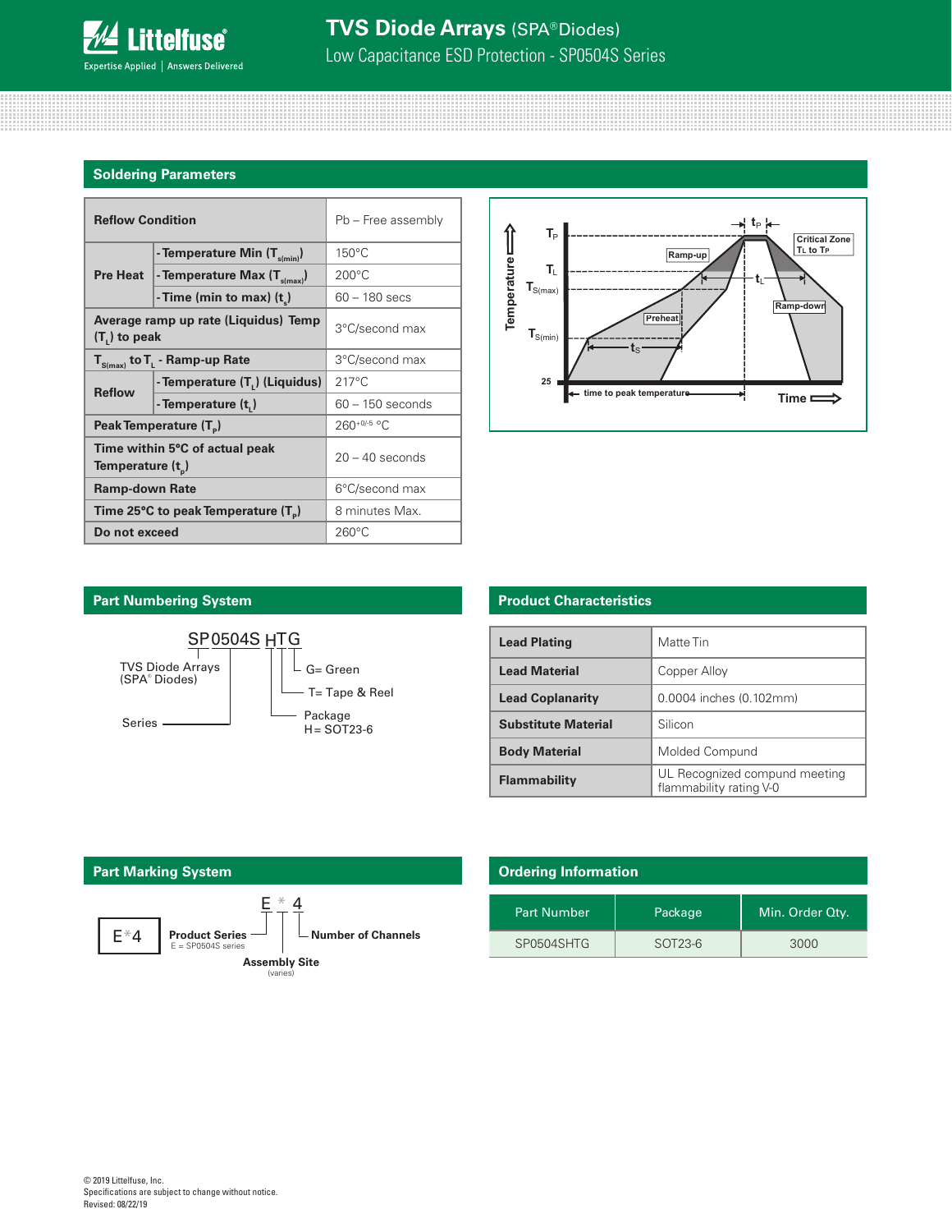## Soldering Parameters

| Reflow Condition | | Pb – Free assembly |
|---|---|---|
| Pre Heat | - Temperature Min ($T_{s(min)}$) | 150°C |
| | - Temperature Max ($T_{s(max)}$) | 200°C |
| | - Time (min to max) ($t_s$) | 60 – 180 secs |
| Average ramp up rate (Liquidus) Temp ($T_L$) to peak | | 3°C/second max |
| $T_{S(max)}$ to $T_L$ - Ramp-up Rate | | 3°C/second max |
| Reflow | - Temperature ($T_L$) (Liquidus) | 217°C |
| | - Temperature ($t_L$) | 60 – 150 seconds |
| Peak Temperature ($T_P$) | | $260^{+0/-5}$ °C |
| Time within 5°C of actual peak Temperature ($t_p$) | | 20 – 40 seconds |
| Ramp-down Rate | | 6°C/second max |
| Time 25°C to peak Temperature ($T_P$) | | 8 minutes Max. |
| Do not exceed | | 260°C |

## Part Numbering System

SP 0504S H T G

- SP: TVS Diode Arrays (SPA® Diodes)
- 0504S: Series
- H: Package, H = SOT23-6
- T: T= Tape & Reel
- G: G= Green

## Product Characteristics

| Lead Plating | Matte Tin |
|---|---|
| Lead Material | Copper Alloy |
| Lead Coplanarity | 0.0004 inches (0.102mm) |
| Substitute Material | Silicon |
| Body Material | Molded Compund |
| Flammability | UL Recognized compund meeting flammability rating V-0 |

## Part Marking System

E * 4

- E: Product Series (E = SP0504S series)
- *: Assembly Site (varies)
- 4: Number of Channels

## Ordering Information

| Part Number | Package | Min. Order Qty. |
|---|---|---|
| SP0504SHTG | SOT23-6 | 3000 |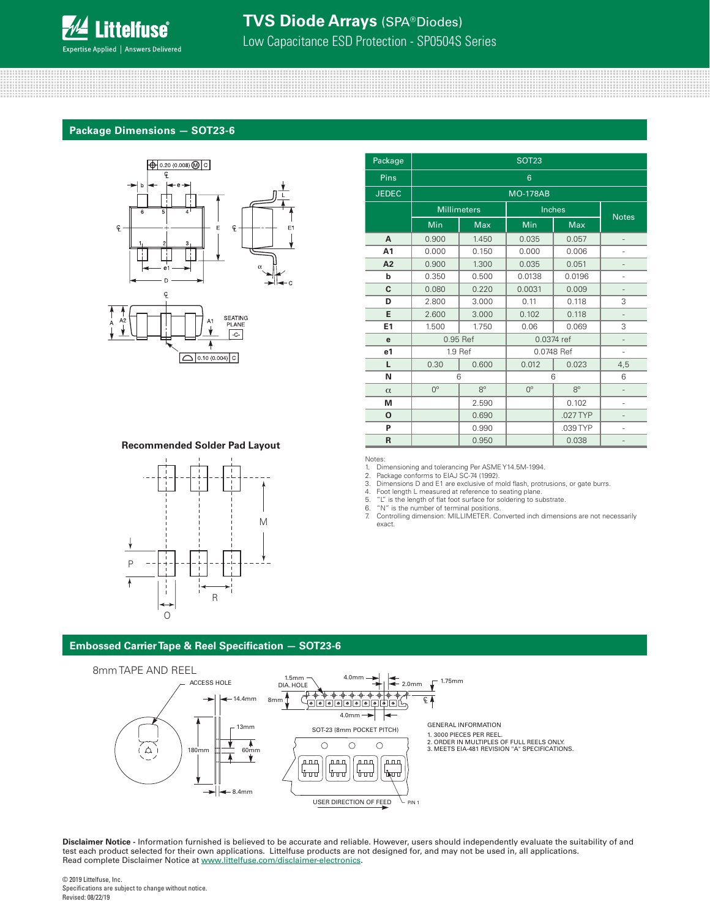## Package Dimensions — SOT23-6

| Package | SOT23 | | | | |
|---|---|---|---|---|---|
| Pins | 6 | | | | |
| JEDEC | MO-178AB | | | | |
| | Millimeters | | Inches | | Notes |
| | Min | Max | Min | Max | |
| **A** | 0.900 | 1.450 | 0.035 | 0.057 | - |
| **A1** | 0.000 | 0.150 | 0.000 | 0.006 | - |
| **A2** | 0.900 | 1.300 | 0.035 | 0.051 | - |
| **b** | 0.350 | 0.500 | 0.0138 | 0.0196 | - |
| **c** | 0.080 | 0.220 | 0.0031 | 0.009 | - |
| **D** | 2.800 | 3.000 | 0.11 | 0.118 | 3 |
| **E** | 2.600 | 3.000 | 0.102 | 0.118 | - |
| **E1** | 1.500 | 1.750 | 0.06 | 0.069 | 3 |
| **e** | 0.95 Ref | | 0.0374 ref | | - |
| **e1** | 1.9 Ref | | 0.0748 Ref | | - |
| **L** | 0.30 | 0.600 | 0.012 | 0.023 | 4,5 |
| **N** | 6 | | 6 | | 6 |
| $\alpha$ | 0° | 8° | 0° | 8° | - |
| **M** | | 2.590 | | 0.102 | - |
| **O** | | 0.690 | | .027 TYP | - |
| **P** | | 0.990 | | .039 TYP | - |
| **R** | | 0.950 | | 0.038 | - |

Notes:
1. Dimensioning and tolerancing Per ASME Y14.5M-1994.
2. Package conforms to EIAJ SC-74 (1992).
3. Dimensions D and E1 are exclusive of mold flash, protrusions, or gate burrs.
4. Foot length L measured at reference to seating plane.
5. "L" is the length of flat foot surface for soldering to substrate.
6. "N" is the number of terminal positions.
7. Controlling dimension: MILLIMETER. Converted inch dimensions are not necessarily exact.

0.20 (0.008) M C
b
e
6 5 4
1 2 3
e1
D
E
E1
L
α
c
A
A2
A1
SEATING PLANE
-C-
0.10 (0.004) C

### Recommended Solder Pad Layout

M
P
R
O

## Embossed Carrier Tape & Reel Specification — SOT23-6

8mm TAPE AND REEL

ACCESS HOLE
14.4mm
13mm
180mm
60mm
8.4mm
1.5mm DIA. HOLE
4.0mm
2.0mm
1.75mm
8mm
4.0mm
SOT-23 (8mm POCKET PITCH)
USER DIRECTION OF FEED
PIN 1

GENERAL INFORMATION
1. 3000 PIECES PER REEL.
2. ORDER IN MULTIPLES OF FULL REELS ONLY.
3. MEETS EIA-481 REVISION "A" SPECIFICATIONS.

**Disclaimer Notice** - Information furnished is believed to be accurate and reliable. However, users should independently evaluate the suitability of and test each product selected for their own applications. Littelfuse products are not designed for, and may not be used in, all applications. Read complete Disclaimer Notice at www.littelfuse.com/disclaimer-electronics.

© 2019 Littelfuse, Inc.
Specifications are subject to change without notice.
Revised: 08/22/19